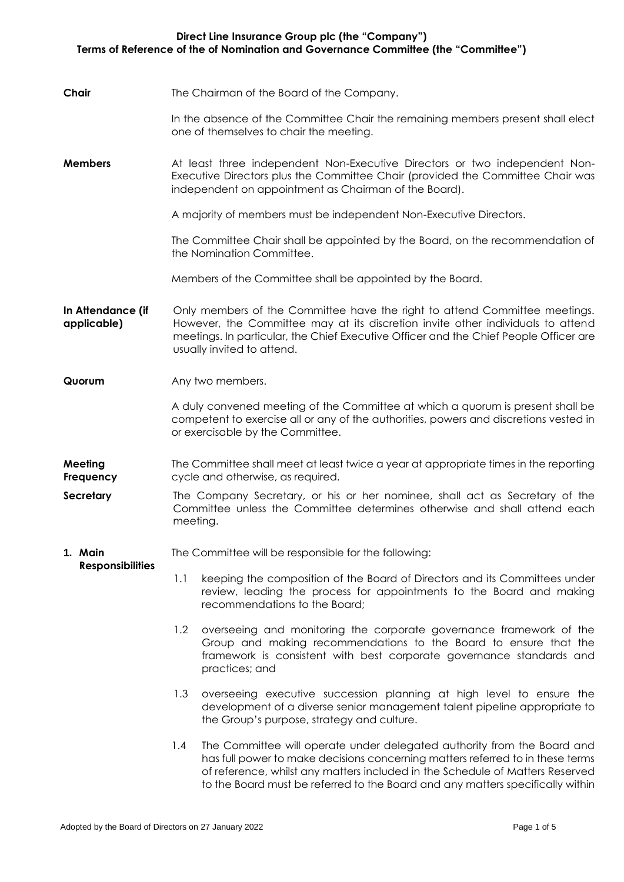# Direct Line Insurance Group plc (the "Company")
# Terms of Reference of the of Nomination and Governance Committee (the "Committee")

**Chair**

The Chairman of the Board of the Company.

In the absence of the Committee Chair the remaining members present shall elect one of themselves to chair the meeting.

**Members**

At least three independent Non-Executive Directors or two independent Non-Executive Directors plus the Committee Chair (provided the Committee Chair was independent on appointment as Chairman of the Board).

A majority of members must be independent Non-Executive Directors.

The Committee Chair shall be appointed by the Board, on the recommendation of the Nomination Committee.

Members of the Committee shall be appointed by the Board.

**In Attendance (if applicable)**

Only members of the Committee have the right to attend Committee meetings. However, the Committee may at its discretion invite other individuals to attend meetings. In particular, the Chief Executive Officer and the Chief People Officer are usually invited to attend.

**Quorum**

Any two members.

A duly convened meeting of the Committee at which a quorum is present shall be competent to exercise all or any of the authorities, powers and discretions vested in or exercisable by the Committee.

**Meeting Frequency**

The Committee shall meet at least twice a year at appropriate times in the reporting cycle and otherwise, as required.

**Secretary**

The Company Secretary, or his or her nominee, shall act as Secretary of the Committee unless the Committee determines otherwise and shall attend each meeting.

**1. Main Responsibilities**

The Committee will be responsible for the following:

1.1 keeping the composition of the Board of Directors and its Committees under review, leading the process for appointments to the Board and making recommendations to the Board;

1.2 overseeing and monitoring the corporate governance framework of the Group and making recommendations to the Board to ensure that the framework is consistent with best corporate governance standards and practices; and

1.3 overseeing executive succession planning at high level to ensure the development of a diverse senior management talent pipeline appropriate to the Group's purpose, strategy and culture.

1.4 The Committee will operate under delegated authority from the Board and has full power to make decisions concerning matters referred to in these terms of reference, whilst any matters included in the Schedule of Matters Reserved to the Board must be referred to the Board and any matters specifically within

Adopted by the Board of Directors on 27 January 2022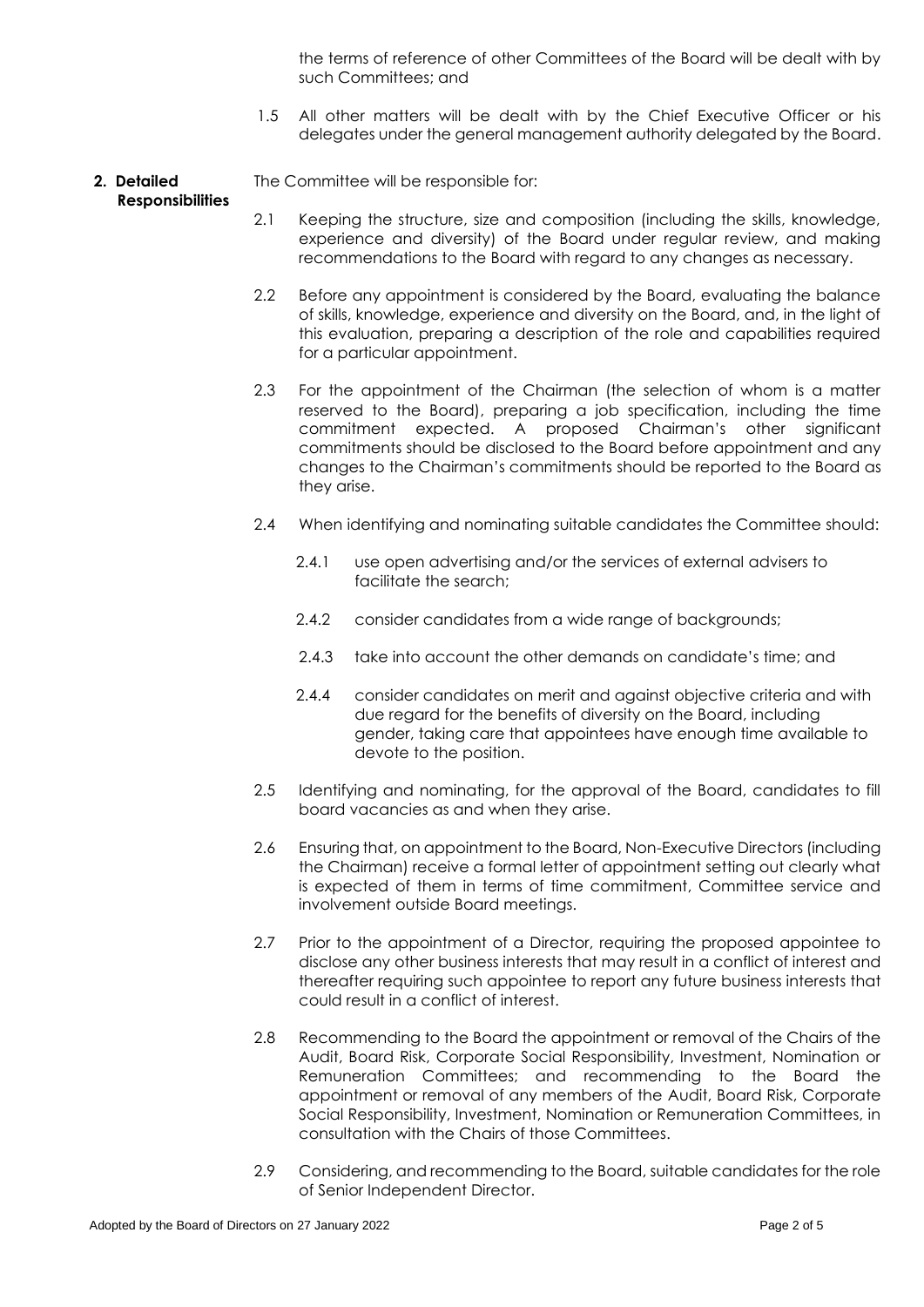the terms of reference of other Committees of the Board will be dealt with by such Committees; and

1.5 All other matters will be dealt with by the Chief Executive Officer or his delegates under the general management authority delegated by the Board.

**2. Detailed Responsibilities**

The Committee will be responsible for:

2.1 Keeping the structure, size and composition (including the skills, knowledge, experience and diversity) of the Board under regular review, and making recommendations to the Board with regard to any changes as necessary.

2.2 Before any appointment is considered by the Board, evaluating the balance of skills, knowledge, experience and diversity on the Board, and, in the light of this evaluation, preparing a description of the role and capabilities required for a particular appointment.

2.3 For the appointment of the Chairman (the selection of whom is a matter reserved to the Board), preparing a job specification, including the time commitment expected. A proposed Chairman's other significant commitments should be disclosed to the Board before appointment and any changes to the Chairman's commitments should be reported to the Board as they arise.

2.4 When identifying and nominating suitable candidates the Committee should:

2.4.1 use open advertising and/or the services of external advisers to facilitate the search;

2.4.2 consider candidates from a wide range of backgrounds;

2.4.3 take into account the other demands on candidate's time; and

2.4.4 consider candidates on merit and against objective criteria and with due regard for the benefits of diversity on the Board, including gender, taking care that appointees have enough time available to devote to the position.

2.5 Identifying and nominating, for the approval of the Board, candidates to fill board vacancies as and when they arise.

2.6 Ensuring that, on appointment to the Board, Non-Executive Directors (including the Chairman) receive a formal letter of appointment setting out clearly what is expected of them in terms of time commitment, Committee service and involvement outside Board meetings.

2.7 Prior to the appointment of a Director, requiring the proposed appointee to disclose any other business interests that may result in a conflict of interest and thereafter requiring such appointee to report any future business interests that could result in a conflict of interest.

2.8 Recommending to the Board the appointment or removal of the Chairs of the Audit, Board Risk, Corporate Social Responsibility, Investment, Nomination or Remuneration Committees; and recommending to the Board the appointment or removal of any members of the Audit, Board Risk, Corporate Social Responsibility, Investment, Nomination or Remuneration Committees, in consultation with the Chairs of those Committees.

2.9 Considering, and recommending to the Board, suitable candidates for the role of Senior Independent Director.

Adopted by the Board of Directors on 27 January 2022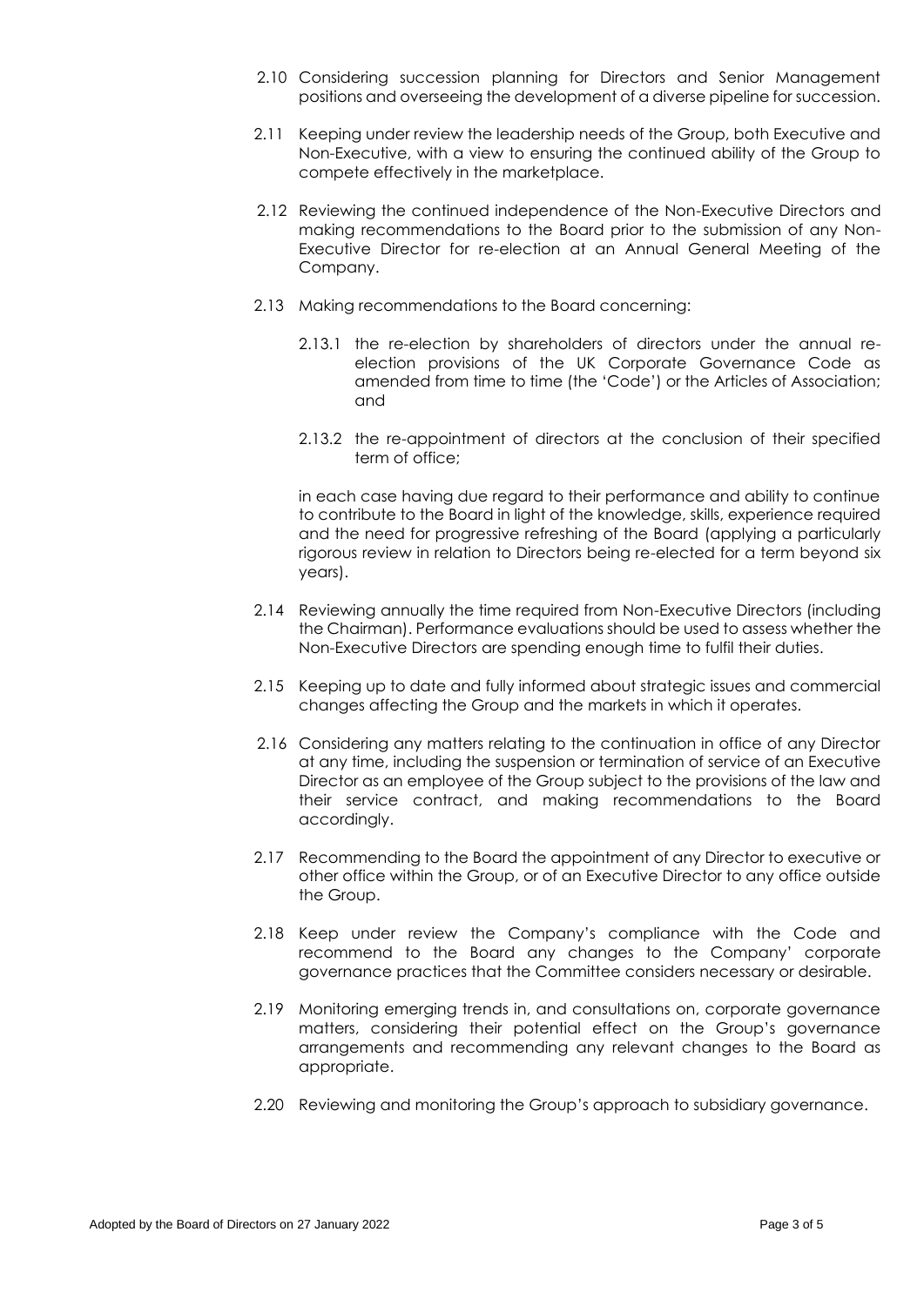2.10 Considering succession planning for Directors and Senior Management positions and overseeing the development of a diverse pipeline for succession.

2.11 Keeping under review the leadership needs of the Group, both Executive and Non-Executive, with a view to ensuring the continued ability of the Group to compete effectively in the marketplace.

2.12 Reviewing the continued independence of the Non-Executive Directors and making recommendations to the Board prior to the submission of any Non-Executive Director for re-election at an Annual General Meeting of the Company.

2.13 Making recommendations to the Board concerning:

2.13.1 the re-election by shareholders of directors under the annual re-election provisions of the UK Corporate Governance Code as amended from time to time (the 'Code') or the Articles of Association; and

2.13.2 the re-appointment of directors at the conclusion of their specified term of office;

in each case having due regard to their performance and ability to continue to contribute to the Board in light of the knowledge, skills, experience required and the need for progressive refreshing of the Board (applying a particularly rigorous review in relation to Directors being re-elected for a term beyond six years).

2.14 Reviewing annually the time required from Non-Executive Directors (including the Chairman). Performance evaluations should be used to assess whether the Non-Executive Directors are spending enough time to fulfil their duties.

2.15 Keeping up to date and fully informed about strategic issues and commercial changes affecting the Group and the markets in which it operates.

2.16 Considering any matters relating to the continuation in office of any Director at any time, including the suspension or termination of service of an Executive Director as an employee of the Group subject to the provisions of the law and their service contract, and making recommendations to the Board accordingly.

2.17 Recommending to the Board the appointment of any Director to executive or other office within the Group, or of an Executive Director to any office outside the Group.

2.18 Keep under review the Company's compliance with the Code and recommend to the Board any changes to the Company' corporate governance practices that the Committee considers necessary or desirable.

2.19 Monitoring emerging trends in, and consultations on, corporate governance matters, considering their potential effect on the Group's governance arrangements and recommending any relevant changes to the Board as appropriate.

2.20 Reviewing and monitoring the Group's approach to subsidiary governance.

Adopted by the Board of Directors on 27 January 2022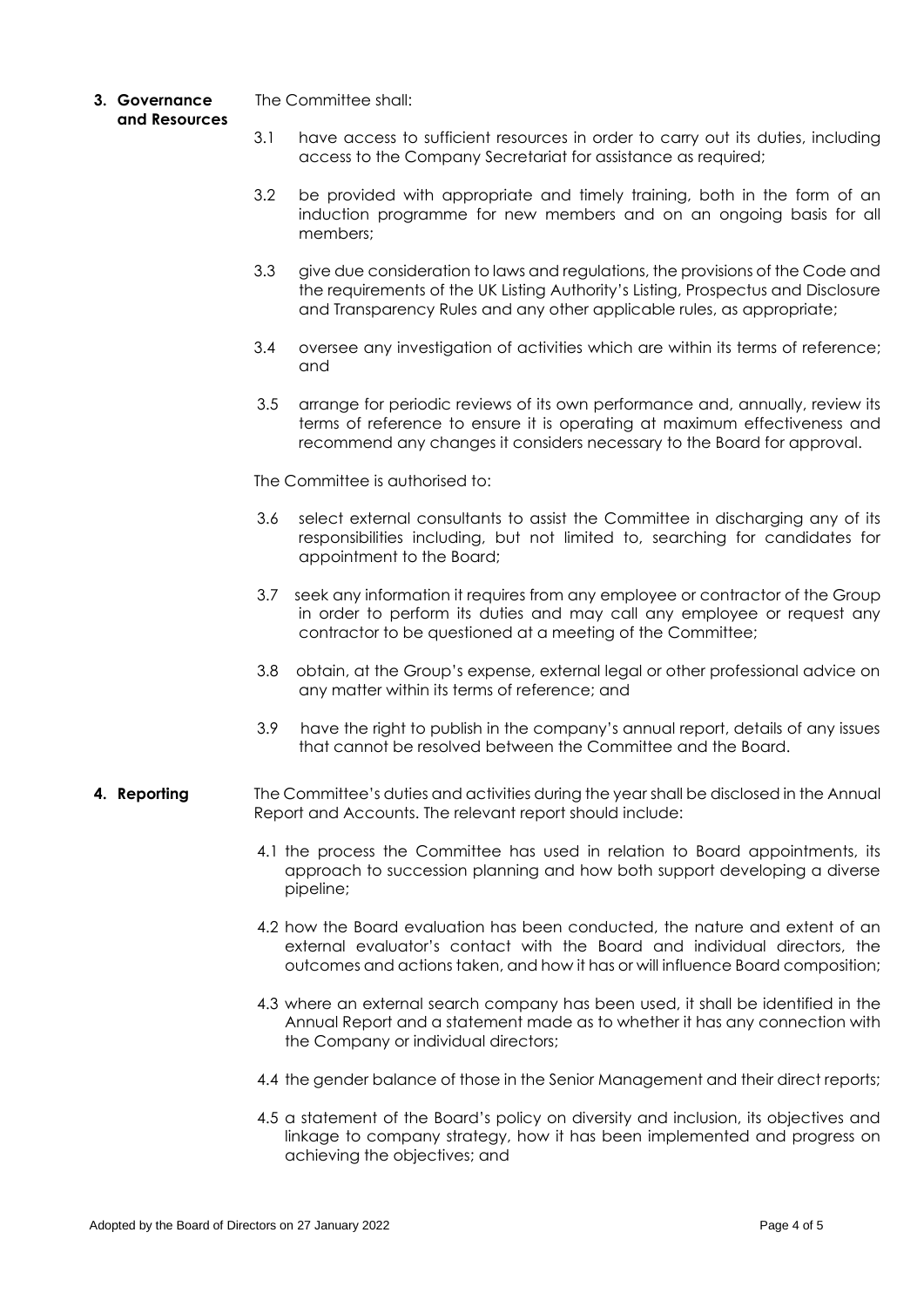**3. Governance and Resources**

The Committee shall:

3.1 have access to sufficient resources in order to carry out its duties, including access to the Company Secretariat for assistance as required;

3.2 be provided with appropriate and timely training, both in the form of an induction programme for new members and on an ongoing basis for all members;

3.3 give due consideration to laws and regulations, the provisions of the Code and the requirements of the UK Listing Authority's Listing, Prospectus and Disclosure and Transparency Rules and any other applicable rules, as appropriate;

3.4 oversee any investigation of activities which are within its terms of reference; and

3.5 arrange for periodic reviews of its own performance and, annually, review its terms of reference to ensure it is operating at maximum effectiveness and recommend any changes it considers necessary to the Board for approval.

The Committee is authorised to:

3.6 select external consultants to assist the Committee in discharging any of its responsibilities including, but not limited to, searching for candidates for appointment to the Board;

3.7 seek any information it requires from any employee or contractor of the Group in order to perform its duties and may call any employee or request any contractor to be questioned at a meeting of the Committee;

3.8 obtain, at the Group's expense, external legal or other professional advice on any matter within its terms of reference; and

3.9 have the right to publish in the company's annual report, details of any issues that cannot be resolved between the Committee and the Board.

**4. Reporting**

The Committee's duties and activities during the year shall be disclosed in the Annual Report and Accounts. The relevant report should include:

4.1 the process the Committee has used in relation to Board appointments, its approach to succession planning and how both support developing a diverse pipeline;

4.2 how the Board evaluation has been conducted, the nature and extent of an external evaluator's contact with the Board and individual directors, the outcomes and actions taken, and how it has or will influence Board composition;

4.3 where an external search company has been used, it shall be identified in the Annual Report and a statement made as to whether it has any connection with the Company or individual directors;

4.4 the gender balance of those in the Senior Management and their direct reports;

4.5 a statement of the Board's policy on diversity and inclusion, its objectives and linkage to company strategy, how it has been implemented and progress on achieving the objectives; and

Adopted by the Board of Directors on 27 January 2022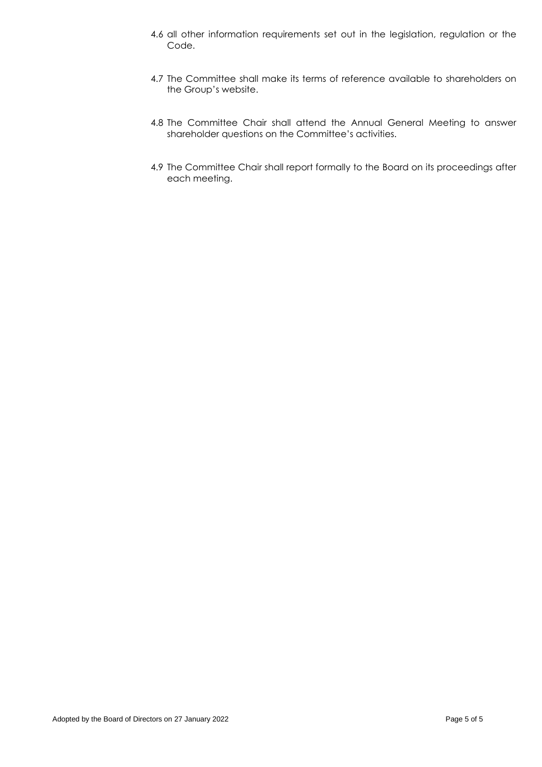4.6 all other information requirements set out in the legislation, regulation or the Code.

4.7 The Committee shall make its terms of reference available to shareholders on the Group's website.

4.8 The Committee Chair shall attend the Annual General Meeting to answer shareholder questions on the Committee's activities.

4.9 The Committee Chair shall report formally to the Board on its proceedings after each meeting.

Adopted by the Board of Directors on 27 January 2022